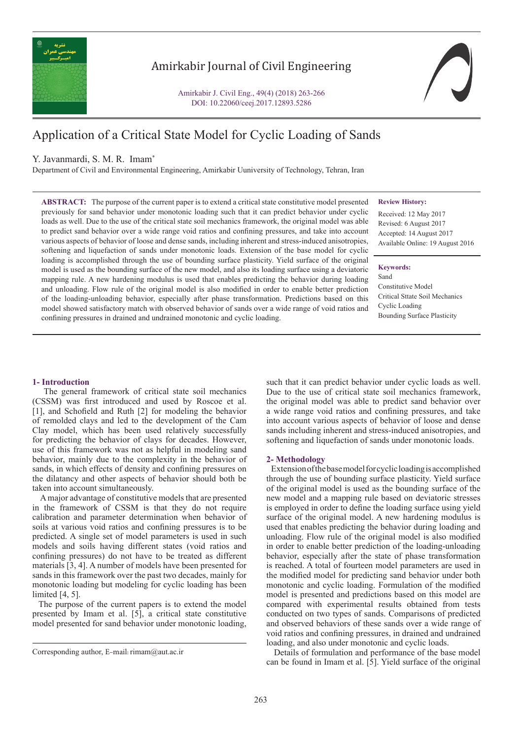# Application of a Critical State Model for Cyclic Loading of Sands

Y. Javanmardi, S. M. R. Imam*

Department of Civil and Environmental Engineering, Amirkabir Uuniversity of Technology, Tehran, Iran

**ABSTRACT:** The purpose of the current paper is to extend a critical state constitutive model presented previously for sand behavior under monotonic loading such that it can predict behavior under cyclic loads as well. Due to the use of the critical state soil mechanics framework, the original model was able to predict sand behavior over a wide range void ratios and confining pressures, and take into account various aspects of behavior of loose and dense sands, including inherent and stress-induced anisotropies, softening and liquefaction of sands under monotonic loads. Extension of the base model for cyclic loading is accomplished through the use of bounding surface plasticity. Yield surface of the original model is used as the bounding surface of the new model, and also its loading surface using a deviatoric mapping rule. A new hardening modulus is used that enables predicting the behavior during loading and unloading. Flow rule of the original model is also modified in order to enable better prediction of the loading-unloading behavior, especially after phase transformation. Predictions based on this model showed satisfactory match with observed behavior of sands over a wide range of void ratios and confining pressures in drained and undrained monotonic and cyclic loading.

**Review History:**

Received: 12 May 2017
Revised: 6 August 2017
Accepted: 14 August 2017
Available Online: 19 August 2016

**Keywords:**

Sand
Constitutive Model
Critical Sttate Soil Mechanics
Cyclic Loading
Bounding Surface Plasticity

## 1- Introduction

The general framework of critical state soil mechanics (CSSM) was first introduced and used by Roscoe et al. [1], and Schofield and Ruth [2] for modeling the behavior of remolded clays and led to the development of the Cam Clay model, which has been used relatively successfully for predicting the behavior of clays for decades. However, use of this framework was not as helpful in modeling sand behavior, mainly due to the complexity in the behavior of sands, in which effects of density and confining pressures on the dilatancy and other aspects of behavior should both be taken into account simultaneously.

A major advantage of constitutive models that are presented in the framework of CSSM is that they do not require calibration and parameter determination when behavior of soils at various void ratios and confining pressures is to be predicted. A single set of model parameters is used in such models and soils having different states (void ratios and confining pressures) do not have to be treated as different materials [3, 4]. A number of models have been presented for sands in this framework over the past two decades, mainly for monotonic loading but modeling for cyclic loading has been limited [4, 5].

The purpose of the current papers is to extend the model presented by Imam et al. [5], a critical state constitutive model presented for sand behavior under monotonic loading, such that it can predict behavior under cyclic loads as well. Due to the use of critical state soil mechanics framework, the original model was able to predict sand behavior over a wide range void ratios and confining pressures, and take into account various aspects of behavior of loose and dense sands including inherent and stress-induced anisotropies, and softening and liquefaction of sands under monotonic loads.

Corresponding author, E-mail: rimam@aut.ac.ir

## 2- Methodology

Extension of the base model for cyclic loading is accomplished through the use of bounding surface plasticity. Yield surface of the original model is used as the bounding surface of the new model and a mapping rule based on deviatoric stresses is employed in order to define the loading surface using yield surface of the original model. A new hardening modulus is used that enables predicting the behavior during loading and unloading. Flow rule of the original model is also modified in order to enable better prediction of the loading-unloading behavior, especially after the state of phase transformation is reached. A total of fourteen model parameters are used in the modified model for predicting sand behavior under both monotonic and cyclic loading. Formulation of the modified model is presented and predictions based on this model are compared with experimental results obtained from tests conducted on two types of sands. Comparisons of predicted and observed behaviors of these sands over a wide range of void ratios and confining pressures, in drained and undrained loading, and also under monotonic and cyclic loads.

Details of formulation and performance of the base model can be found in Imam et al. [5]. Yield surface of the original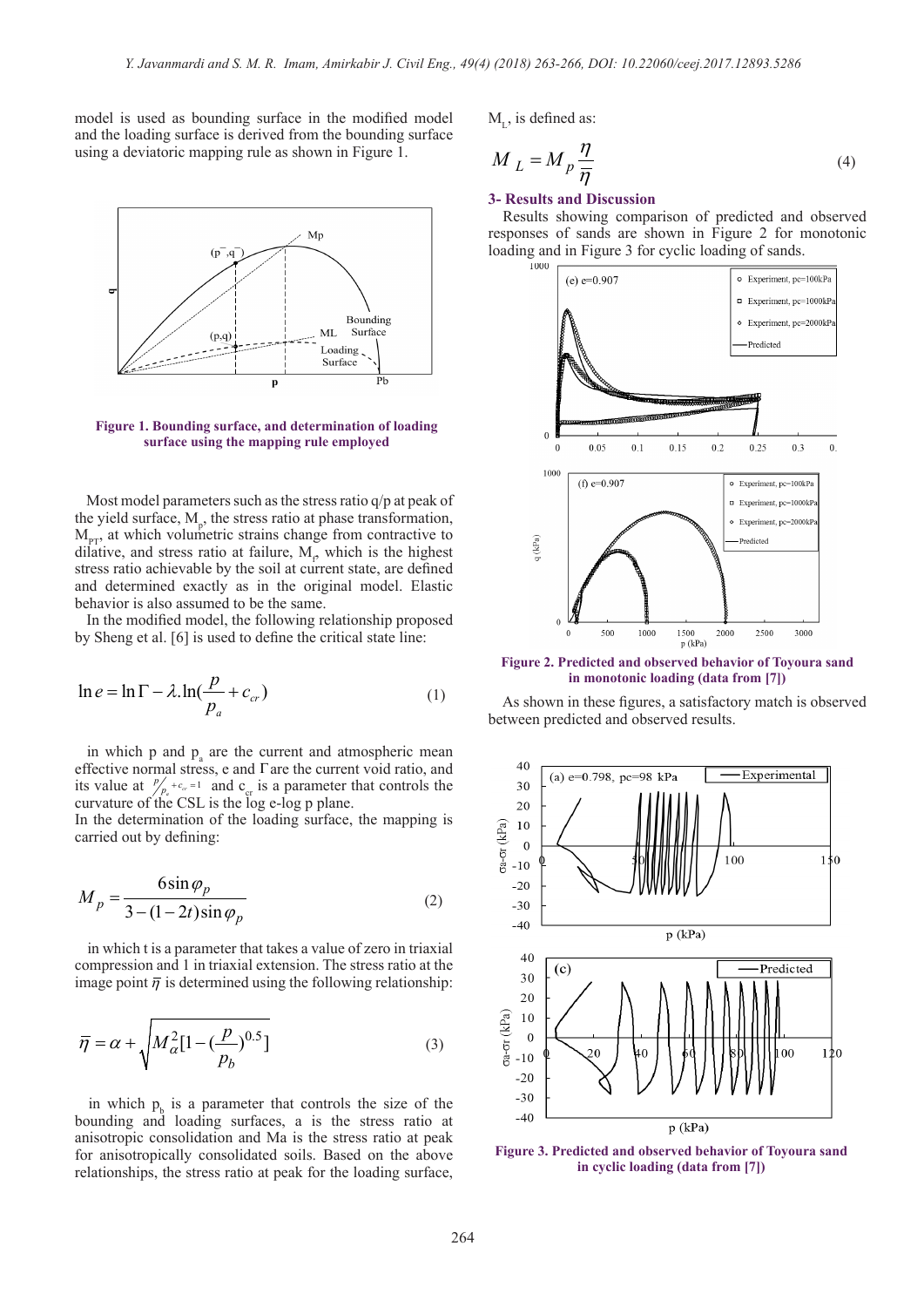model is used as bounding surface in the modified model and the loading surface is derived from the bounding surface using a deviatoric mapping rule as shown in Figure 1.

**Figure 1. Bounding surface, and determination of loading surface using the mapping rule employed**

Most model parameters such as the stress ratio q/p at peak of the yield surface, $M_p$, the stress ratio at phase transformation, $M_{PT}$, at which volumetric strains change from contractive to dilative, and stress ratio at failure, $M_f$, which is the highest stress ratio achievable by the soil at current state, are defined and determined exactly as in the original model. Elastic behavior is also assumed to be the same.

In the modified model, the following relationship proposed by Sheng et al. [6] is used to define the critical state line:

$$\ln e = \ln \Gamma - \lambda.\ln(\frac{p}{p_a} + c_{cr}) \tag{1}$$

in which p and $p_a$ are the current and atmospheric mean effective normal stress, e and $\Gamma$ are the current void ratio, and its value at $p/p_a + c_{cr} = 1$ and $c_{cr}$ is a parameter that controls the curvature of the CSL is the log e-log p plane.

In the determination of the loading surface, the mapping is carried out by defining:

$$M_p = \frac{6\sin\varphi_p}{3-(1-2t)\sin\varphi_p} \tag{2}$$

in which t is a parameter that takes a value of zero in triaxial compression and 1 in triaxial extension. The stress ratio at the image point $\bar{\eta}$ is determined using the following relationship:

$$\bar{\eta} = \alpha + \sqrt{M_\alpha^2[1-(\frac{p}{p_b})^{0.5}]} \tag{3}$$

in which $p_b$ is a parameter that controls the size of the bounding and loading surfaces, a is the stress ratio at anisotropic consolidation and Ma is the stress ratio at peak for anisotropically consolidated soils. Based on the above relationships, the stress ratio at peak for the loading surface, $M_L$, is defined as:

$$M_L = M_p \frac{\eta}{\bar{\eta}} \tag{4}$$

## 3- Results and Discussion

Results showing comparison of predicted and observed responses of sands are shown in Figure 2 for monotonic loading and in Figure 3 for cyclic loading of sands.

**Figure 2. Predicted and observed behavior of Toyoura sand in monotonic loading (data from [7])**

As shown in these figures, a satisfactory match is observed between predicted and observed results.

**Figure 3. Predicted and observed behavior of Toyoura sand in cyclic loading (data from [7])**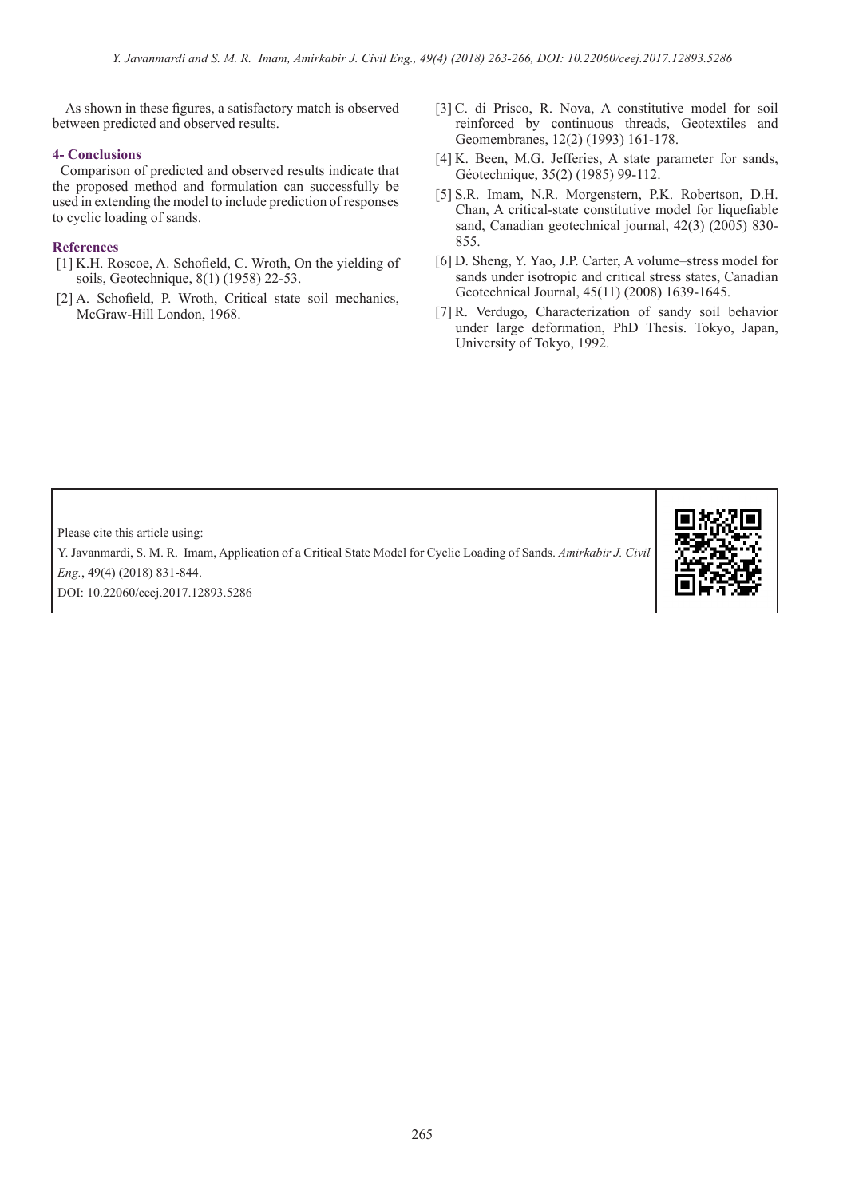As shown in these figures, a satisfactory match is observed between predicted and observed results.

## 4- Conclusions

Comparison of predicted and observed results indicate that the proposed method and formulation can successfully be used in extending the model to include prediction of responses to cyclic loading of sands.

## References

[1] K.H. Roscoe, A. Schofield, C. Wroth, On the yielding of soils, Geotechnique, 8(1) (1958) 22-53.

[2] A. Schofield, P. Wroth, Critical state soil mechanics, McGraw-Hill London, 1968.

[3] C. di Prisco, R. Nova, A constitutive model for soil reinforced by continuous threads, Geotextiles and Geomembranes, 12(2) (1993) 161-178.

[4] K. Been, M.G. Jefferies, A state parameter for sands, Géotechnique, 35(2) (1985) 99-112.

[5] S.R. Imam, N.R. Morgenstern, P.K. Robertson, D.H. Chan, A critical-state constitutive model for liquefiable sand, Canadian geotechnical journal, 42(3) (2005) 830-855.

[6] D. Sheng, Y. Yao, J.P. Carter, A volume–stress model for sands under isotropic and critical stress states, Canadian Geotechnical Journal, 45(11) (2008) 1639-1645.

[7] R. Verdugo, Characterization of sandy soil behavior under large deformation, PhD Thesis. Tokyo, Japan, University of Tokyo, 1992.

Please cite this article using:

Y. Javanmardi, S. M. R. Imam, Application of a Critical State Model for Cyclic Loading of Sands. *Amirkabir J. Civil Eng.*, 49(4) (2018) 831-844.

DOI: 10.22060/ceej.2017.12893.5286